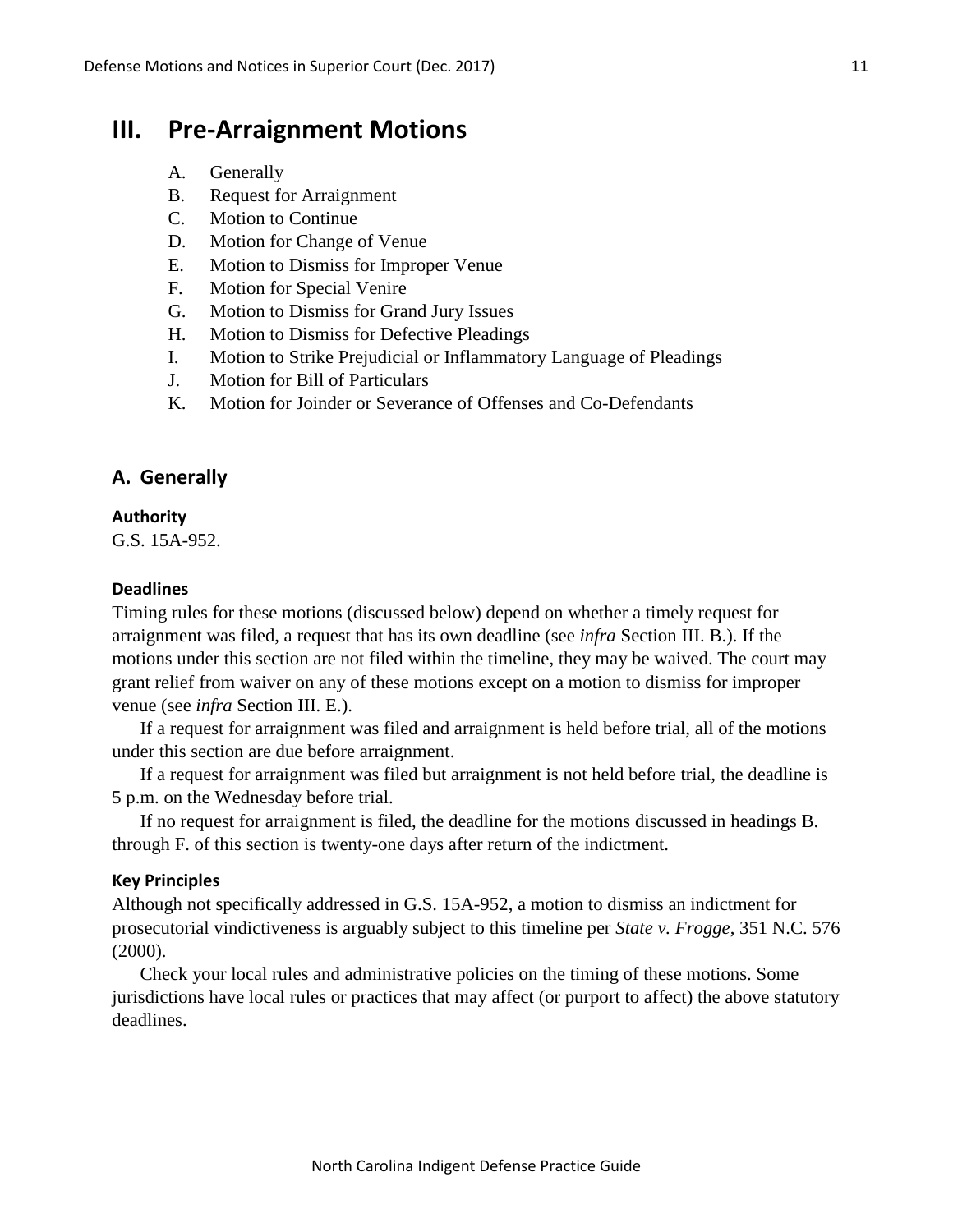# III. Pre-Arraignment Motions

A. Generally
B. Request for Arraignment
C. Motion to Continue
D. Motion for Change of Venue
E. Motion to Dismiss for Improper Venue
F. Motion for Special Venire
G. Motion to Dismiss for Grand Jury Issues
H. Motion to Dismiss for Defective Pleadings
I. Motion to Strike Prejudicial or Inflammatory Language of Pleadings
J. Motion for Bill of Particulars
K. Motion for Joinder or Severance of Offenses and Co-Defendants

## A. Generally

#### Authority

G.S. 15A-952.

#### Deadlines

Timing rules for these motions (discussed below) depend on whether a timely request for arraignment was filed, a request that has its own deadline (see *infra* Section III. B.). If the motions under this section are not filed within the timeline, they may be waived. The court may grant relief from waiver on any of these motions except on a motion to dismiss for improper venue (see *infra* Section III. E.).

If a request for arraignment was filed and arraignment is held before trial, all of the motions under this section are due before arraignment.

If a request for arraignment was filed but arraignment is not held before trial, the deadline is 5 p.m. on the Wednesday before trial.

If no request for arraignment is filed, the deadline for the motions discussed in headings B. through F. of this section is twenty-one days after return of the indictment.

#### Key Principles

Although not specifically addressed in G.S. 15A-952, a motion to dismiss an indictment for prosecutorial vindictiveness is arguably subject to this timeline per *State v. Frogge*, 351 N.C. 576 (2000).

Check your local rules and administrative policies on the timing of these motions. Some jurisdictions have local rules or practices that may affect (or purport to affect) the above statutory deadlines.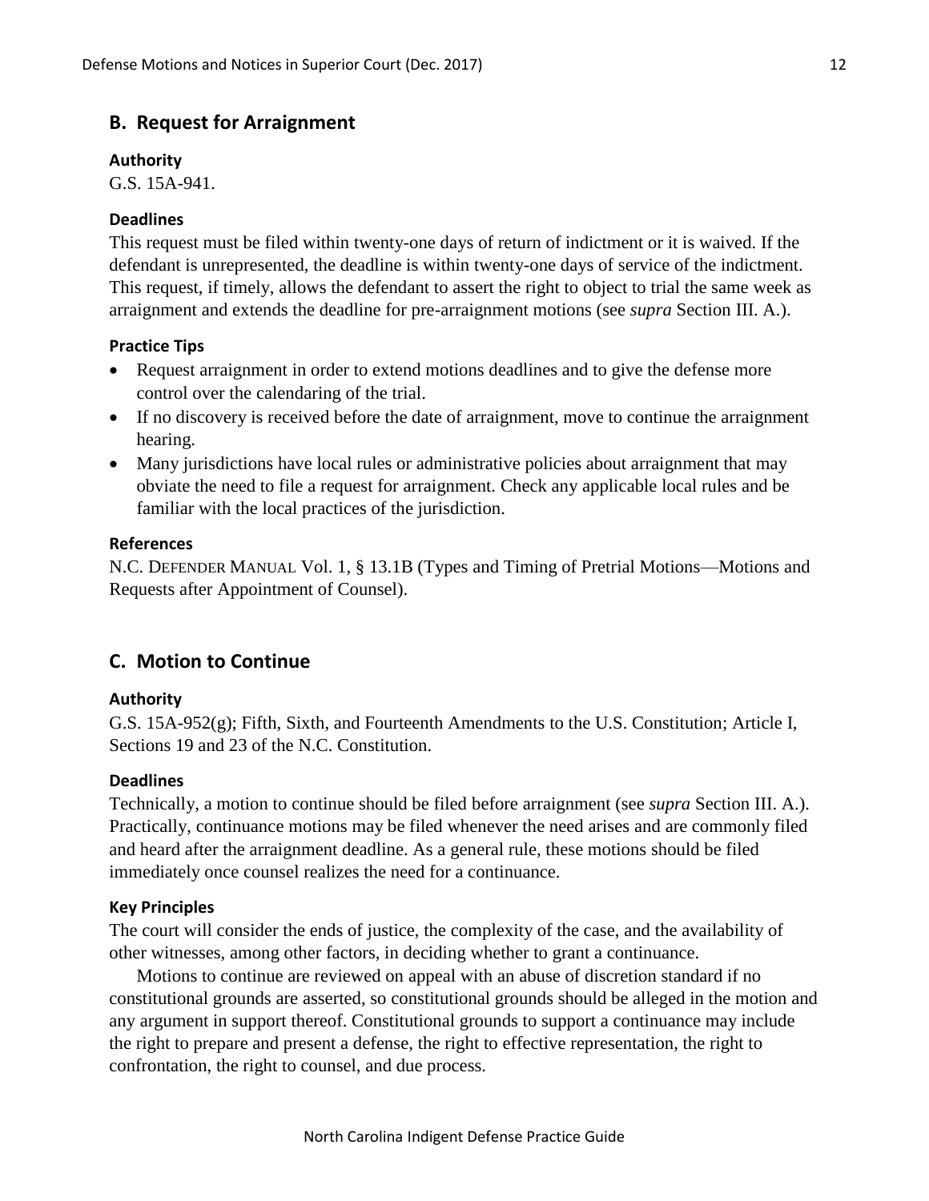## B. Request for Arraignment

### Authority

G.S. 15A-941.

### Deadlines

This request must be filed within twenty-one days of return of indictment or it is waived. If the defendant is unrepresented, the deadline is within twenty-one days of service of the indictment. This request, if timely, allows the defendant to assert the right to object to trial the same week as arraignment and extends the deadline for pre-arraignment motions (see *supra* Section III. A.).

### Practice Tips

- Request arraignment in order to extend motions deadlines and to give the defense more control over the calendaring of the trial.
- If no discovery is received before the date of arraignment, move to continue the arraignment hearing.
- Many jurisdictions have local rules or administrative policies about arraignment that may obviate the need to file a request for arraignment. Check any applicable local rules and be familiar with the local practices of the jurisdiction.

### References

N.C. DEFENDER MANUAL Vol. 1, § 13.1B (Types and Timing of Pretrial Motions—Motions and Requests after Appointment of Counsel).

## C. Motion to Continue

### Authority

G.S. 15A-952(g); Fifth, Sixth, and Fourteenth Amendments to the U.S. Constitution; Article I, Sections 19 and 23 of the N.C. Constitution.

### Deadlines

Technically, a motion to continue should be filed before arraignment (see *supra* Section III. A.). Practically, continuance motions may be filed whenever the need arises and are commonly filed and heard after the arraignment deadline. As a general rule, these motions should be filed immediately once counsel realizes the need for a continuance.

### Key Principles

The court will consider the ends of justice, the complexity of the case, and the availability of other witnesses, among other factors, in deciding whether to grant a continuance.

Motions to continue are reviewed on appeal with an abuse of discretion standard if no constitutional grounds are asserted, so constitutional grounds should be alleged in the motion and any argument in support thereof. Constitutional grounds to support a continuance may include the right to prepare and present a defense, the right to effective representation, the right to confrontation, the right to counsel, and due process.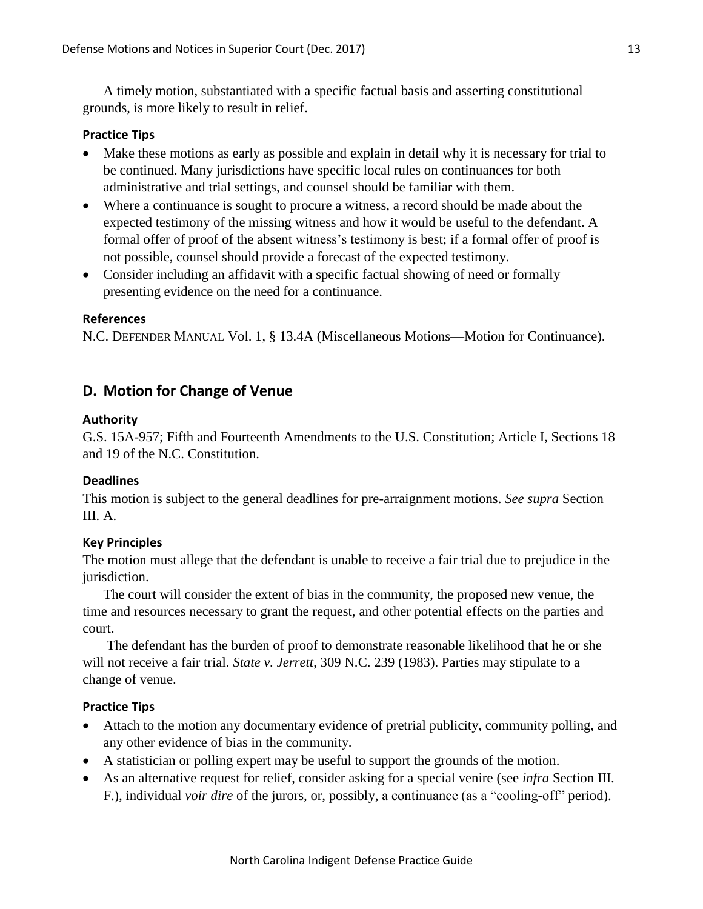A timely motion, substantiated with a specific factual basis and asserting constitutional grounds, is more likely to result in relief.

#### Practice Tips

- Make these motions as early as possible and explain in detail why it is necessary for trial to be continued. Many jurisdictions have specific local rules on continuances for both administrative and trial settings, and counsel should be familiar with them.
- Where a continuance is sought to procure a witness, a record should be made about the expected testimony of the missing witness and how it would be useful to the defendant. A formal offer of proof of the absent witness's testimony is best; if a formal offer of proof is not possible, counsel should provide a forecast of the expected testimony.
- Consider including an affidavit with a specific factual showing of need or formally presenting evidence on the need for a continuance.

#### References

N.C. DEFENDER MANUAL Vol. 1, § 13.4A (Miscellaneous Motions—Motion for Continuance).

### D. Motion for Change of Venue

#### Authority

G.S. 15A-957; Fifth and Fourteenth Amendments to the U.S. Constitution; Article I, Sections 18 and 19 of the N.C. Constitution.

#### Deadlines

This motion is subject to the general deadlines for pre-arraignment motions. *See supra* Section III. A.

#### Key Principles

The motion must allege that the defendant is unable to receive a fair trial due to prejudice in the jurisdiction.

The court will consider the extent of bias in the community, the proposed new venue, the time and resources necessary to grant the request, and other potential effects on the parties and court.

The defendant has the burden of proof to demonstrate reasonable likelihood that he or she will not receive a fair trial. *State v. Jerrett*, 309 N.C. 239 (1983). Parties may stipulate to a change of venue.

#### Practice Tips

- Attach to the motion any documentary evidence of pretrial publicity, community polling, and any other evidence of bias in the community.
- A statistician or polling expert may be useful to support the grounds of the motion.
- As an alternative request for relief, consider asking for a special venire (see *infra* Section III. F.), individual *voir dire* of the jurors, or, possibly, a continuance (as a "cooling-off" period).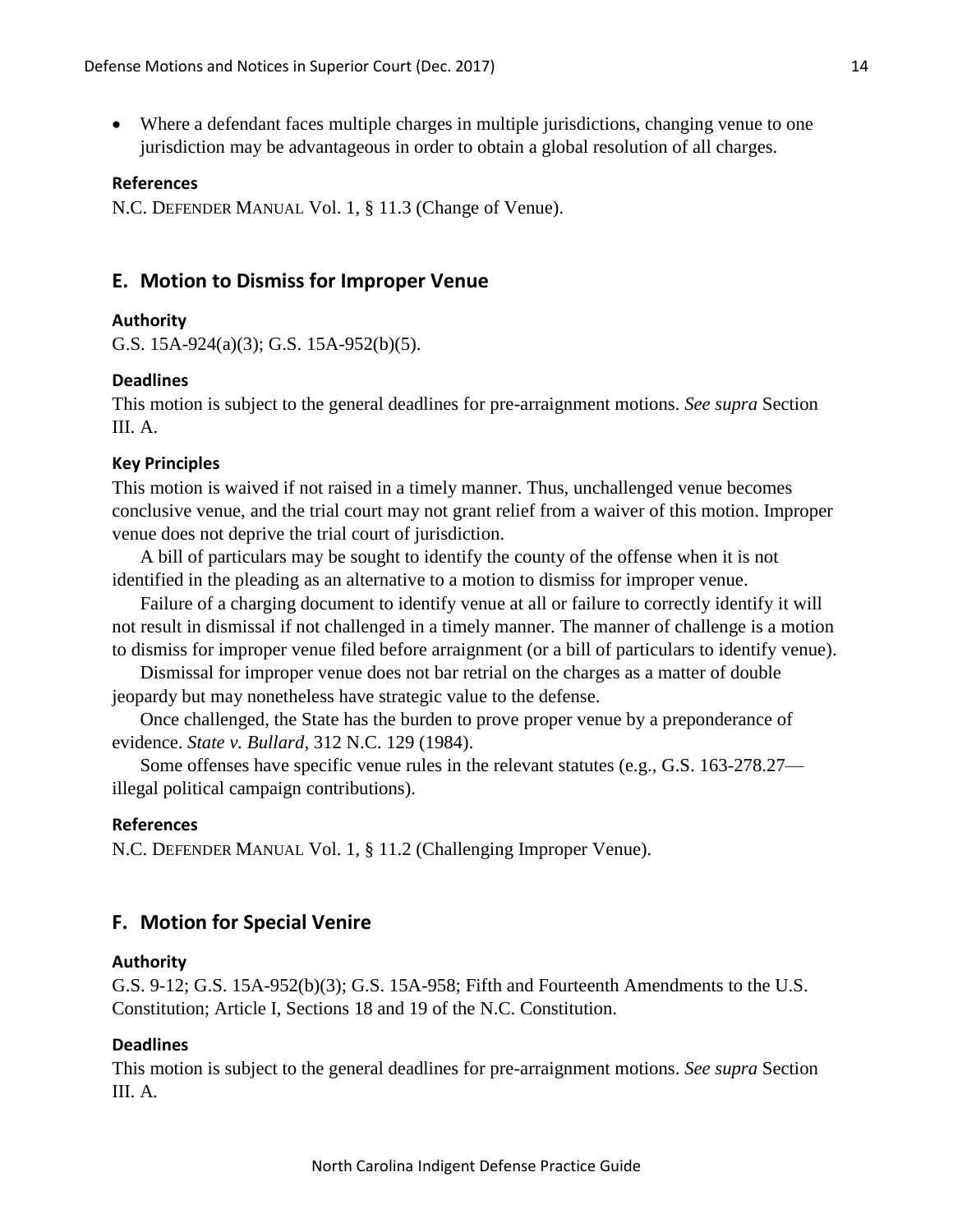- Where a defendant faces multiple charges in multiple jurisdictions, changing venue to one jurisdiction may be advantageous in order to obtain a global resolution of all charges.

#### References

N.C. DEFENDER MANUAL Vol. 1, § 11.3 (Change of Venue).

## E. Motion to Dismiss for Improper Venue

#### Authority

G.S. 15A-924(a)(3); G.S. 15A-952(b)(5).

#### Deadlines

This motion is subject to the general deadlines for pre-arraignment motions. *See supra* Section III. A.

#### Key Principles

This motion is waived if not raised in a timely manner. Thus, unchallenged venue becomes conclusive venue, and the trial court may not grant relief from a waiver of this motion. Improper venue does not deprive the trial court of jurisdiction.

A bill of particulars may be sought to identify the county of the offense when it is not identified in the pleading as an alternative to a motion to dismiss for improper venue.

Failure of a charging document to identify venue at all or failure to correctly identify it will not result in dismissal if not challenged in a timely manner. The manner of challenge is a motion to dismiss for improper venue filed before arraignment (or a bill of particulars to identify venue).

Dismissal for improper venue does not bar retrial on the charges as a matter of double jeopardy but may nonetheless have strategic value to the defense.

Once challenged, the State has the burden to prove proper venue by a preponderance of evidence. *State v. Bullard*, 312 N.C. 129 (1984).

Some offenses have specific venue rules in the relevant statutes (e.g., G.S. 163-278.27—illegal political campaign contributions).

#### References

N.C. DEFENDER MANUAL Vol. 1, § 11.2 (Challenging Improper Venue).

## F. Motion for Special Venire

#### Authority

G.S. 9-12; G.S. 15A-952(b)(3); G.S. 15A-958; Fifth and Fourteenth Amendments to the U.S. Constitution; Article I, Sections 18 and 19 of the N.C. Constitution.

#### Deadlines

This motion is subject to the general deadlines for pre-arraignment motions. *See supra* Section III. A.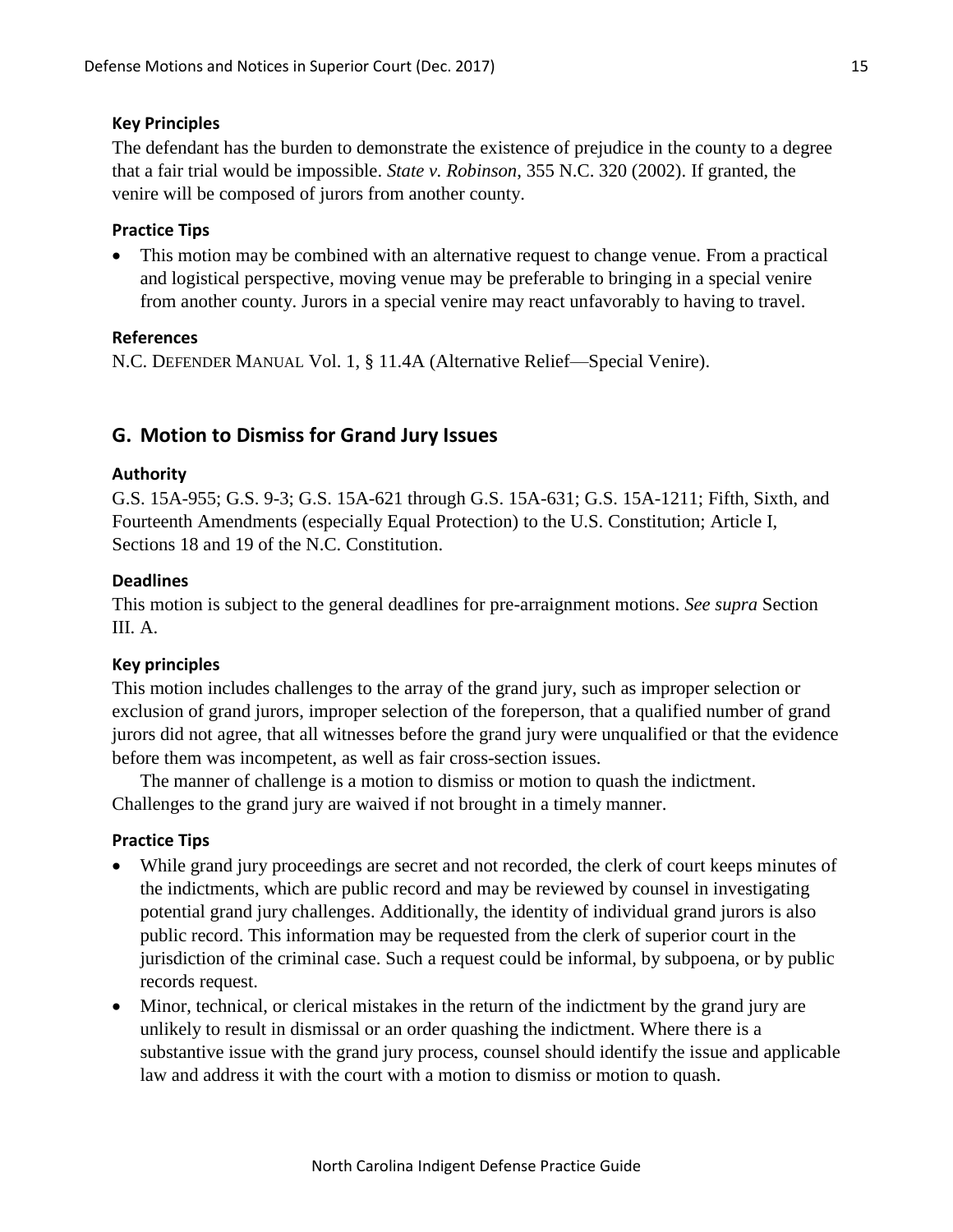#### Key Principles

The defendant has the burden to demonstrate the existence of prejudice in the county to a degree that a fair trial would be impossible. *State v. Robinson*, 355 N.C. 320 (2002). If granted, the venire will be composed of jurors from another county.

#### Practice Tips

- This motion may be combined with an alternative request to change venue. From a practical and logistical perspective, moving venue may be preferable to bringing in a special venire from another county. Jurors in a special venire may react unfavorably to having to travel.

#### References

N.C. DEFENDER MANUAL Vol. 1, § 11.4A (Alternative Relief—Special Venire).

### G. Motion to Dismiss for Grand Jury Issues

#### Authority

G.S. 15A-955; G.S. 9-3; G.S. 15A-621 through G.S. 15A-631; G.S. 15A-1211; Fifth, Sixth, and Fourteenth Amendments (especially Equal Protection) to the U.S. Constitution; Article I, Sections 18 and 19 of the N.C. Constitution.

#### Deadlines

This motion is subject to the general deadlines for pre-arraignment motions. *See supra* Section III. A.

#### Key principles

This motion includes challenges to the array of the grand jury, such as improper selection or exclusion of grand jurors, improper selection of the foreperson, that a qualified number of grand jurors did not agree, that all witnesses before the grand jury were unqualified or that the evidence before them was incompetent, as well as fair cross-section issues.

The manner of challenge is a motion to dismiss or motion to quash the indictment. Challenges to the grand jury are waived if not brought in a timely manner.

#### Practice Tips

- While grand jury proceedings are secret and not recorded, the clerk of court keeps minutes of the indictments, which are public record and may be reviewed by counsel in investigating potential grand jury challenges. Additionally, the identity of individual grand jurors is also public record. This information may be requested from the clerk of superior court in the jurisdiction of the criminal case. Such a request could be informal, by subpoena, or by public records request.
- Minor, technical, or clerical mistakes in the return of the indictment by the grand jury are unlikely to result in dismissal or an order quashing the indictment. Where there is a substantive issue with the grand jury process, counsel should identify the issue and applicable law and address it with the court with a motion to dismiss or motion to quash.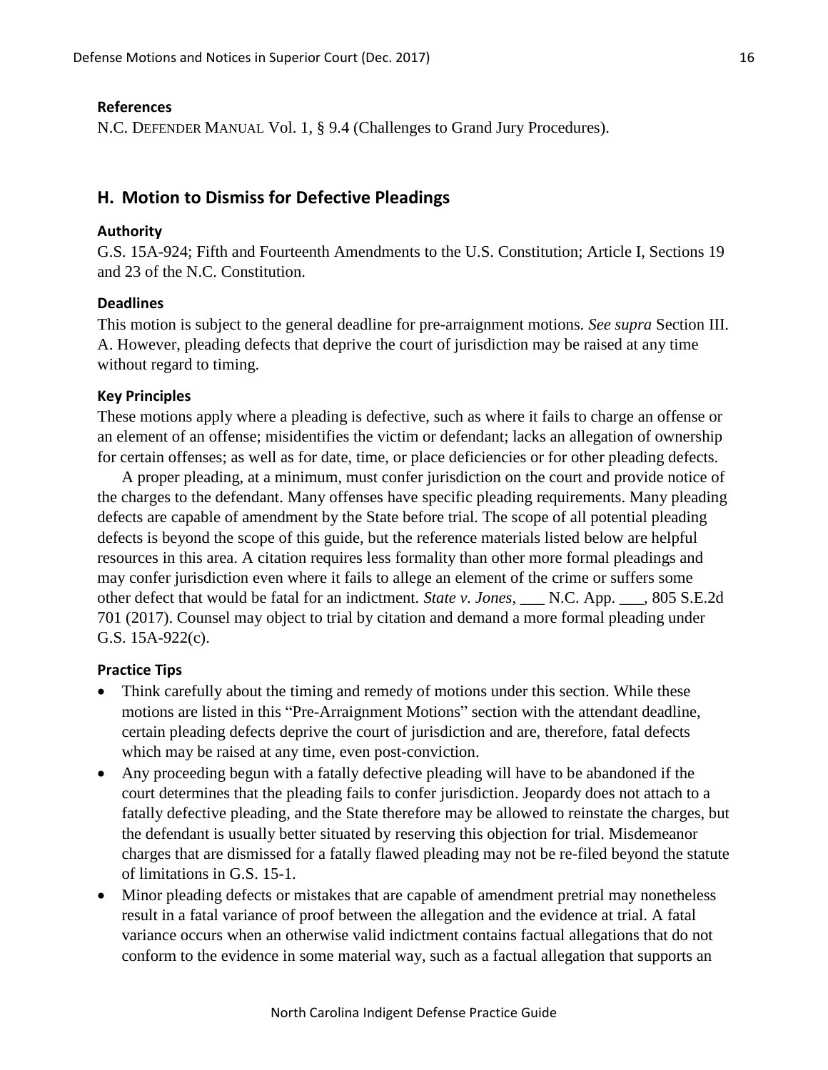### References

N.C. DEFENDER MANUAL Vol. 1, § 9.4 (Challenges to Grand Jury Procedures).

## H. Motion to Dismiss for Defective Pleadings

### Authority

G.S. 15A-924; Fifth and Fourteenth Amendments to the U.S. Constitution; Article I, Sections 19 and 23 of the N.C. Constitution.

### Deadlines

This motion is subject to the general deadline for pre-arraignment motions. *See supra* Section III. A. However, pleading defects that deprive the court of jurisdiction may be raised at any time without regard to timing.

### Key Principles

These motions apply where a pleading is defective, such as where it fails to charge an offense or an element of an offense; misidentifies the victim or defendant; lacks an allegation of ownership for certain offenses; as well as for date, time, or place deficiencies or for other pleading defects.

A proper pleading, at a minimum, must confer jurisdiction on the court and provide notice of the charges to the defendant. Many offenses have specific pleading requirements. Many pleading defects are capable of amendment by the State before trial. The scope of all potential pleading defects is beyond the scope of this guide, but the reference materials listed below are helpful resources in this area. A citation requires less formality than other more formal pleadings and may confer jurisdiction even where it fails to allege an element of the crime or suffers some other defect that would be fatal for an indictment. *State v. Jones*, ___ N.C. App. ___, 805 S.E.2d 701 (2017). Counsel may object to trial by citation and demand a more formal pleading under G.S. 15A-922(c).

### Practice Tips

- Think carefully about the timing and remedy of motions under this section. While these motions are listed in this "Pre-Arraignment Motions" section with the attendant deadline, certain pleading defects deprive the court of jurisdiction and are, therefore, fatal defects which may be raised at any time, even post-conviction.
- Any proceeding begun with a fatally defective pleading will have to be abandoned if the court determines that the pleading fails to confer jurisdiction. Jeopardy does not attach to a fatally defective pleading, and the State therefore may be allowed to reinstate the charges, but the defendant is usually better situated by reserving this objection for trial. Misdemeanor charges that are dismissed for a fatally flawed pleading may not be re-filed beyond the statute of limitations in G.S. 15-1.
- Minor pleading defects or mistakes that are capable of amendment pretrial may nonetheless result in a fatal variance of proof between the allegation and the evidence at trial. A fatal variance occurs when an otherwise valid indictment contains factual allegations that do not conform to the evidence in some material way, such as a factual allegation that supports an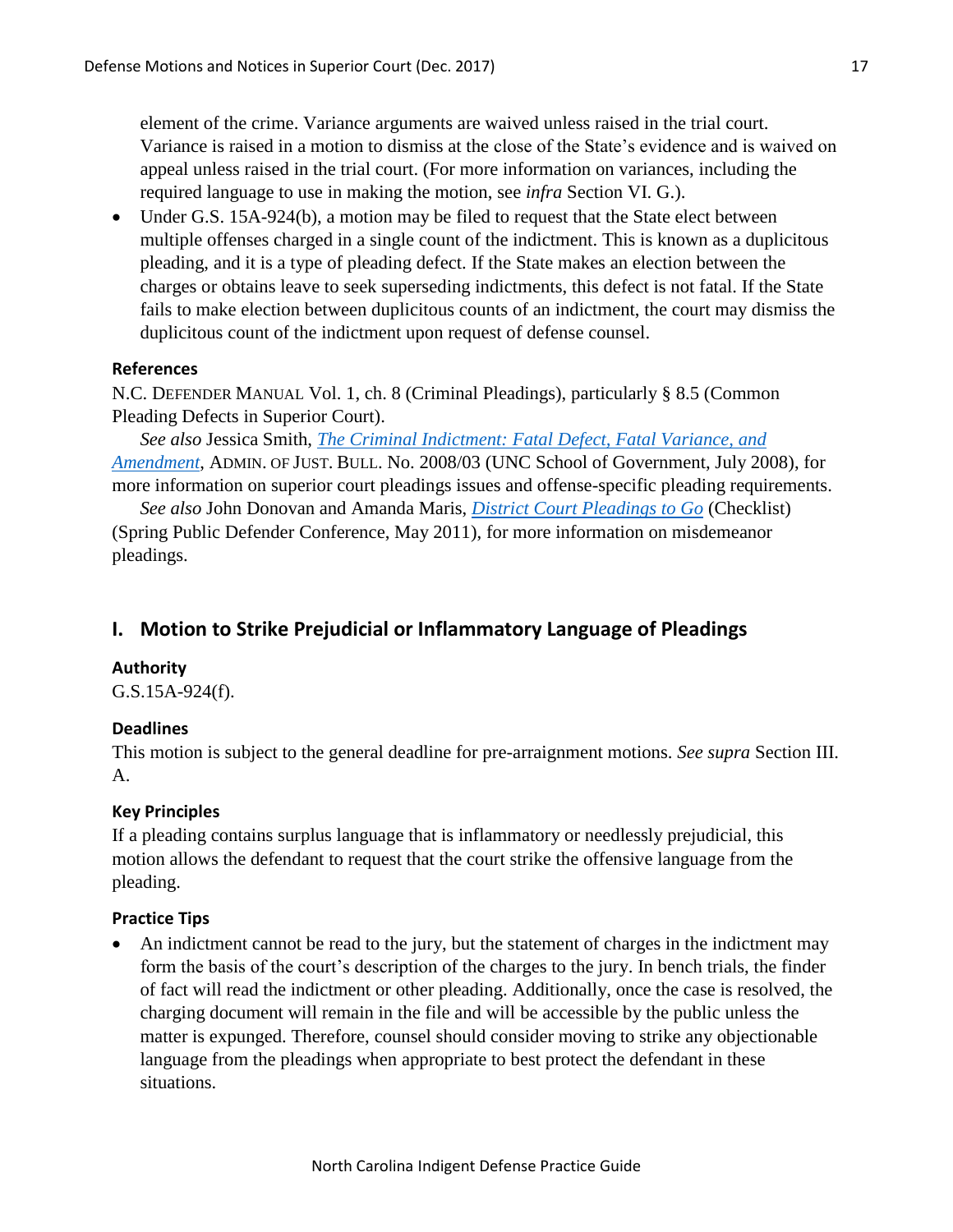element of the crime. Variance arguments are waived unless raised in the trial court. Variance is raised in a motion to dismiss at the close of the State's evidence and is waived on appeal unless raised in the trial court. (For more information on variances, including the required language to use in making the motion, see *infra* Section VI. G.).

- Under G.S. 15A-924(b), a motion may be filed to request that the State elect between multiple offenses charged in a single count of the indictment. This is known as a duplicitous pleading, and it is a type of pleading defect. If the State makes an election between the charges or obtains leave to seek superseding indictments, this defect is not fatal. If the State fails to make election between duplicitous counts of an indictment, the court may dismiss the duplicitous count of the indictment upon request of defense counsel.

#### References

N.C. DEFENDER MANUAL Vol. 1, ch. 8 (Criminal Pleadings), particularly § 8.5 (Common Pleading Defects in Superior Court).

*See also* Jessica Smith, *The Criminal Indictment: Fatal Defect, Fatal Variance, and Amendment*, ADMIN. OF JUST. BULL. No. 2008/03 (UNC School of Government, July 2008), for more information on superior court pleadings issues and offense-specific pleading requirements.

*See also* John Donovan and Amanda Maris, *District Court Pleadings to Go* (Checklist) (Spring Public Defender Conference, May 2011), for more information on misdemeanor pleadings.

## I. Motion to Strike Prejudicial or Inflammatory Language of Pleadings

#### Authority

G.S.15A-924(f).

#### Deadlines

This motion is subject to the general deadline for pre-arraignment motions. *See supra* Section III. A.

#### Key Principles

If a pleading contains surplus language that is inflammatory or needlessly prejudicial, this motion allows the defendant to request that the court strike the offensive language from the pleading.

#### Practice Tips

- An indictment cannot be read to the jury, but the statement of charges in the indictment may form the basis of the court's description of the charges to the jury. In bench trials, the finder of fact will read the indictment or other pleading. Additionally, once the case is resolved, the charging document will remain in the file and will be accessible by the public unless the matter is expunged. Therefore, counsel should consider moving to strike any objectionable language from the pleadings when appropriate to best protect the defendant in these situations.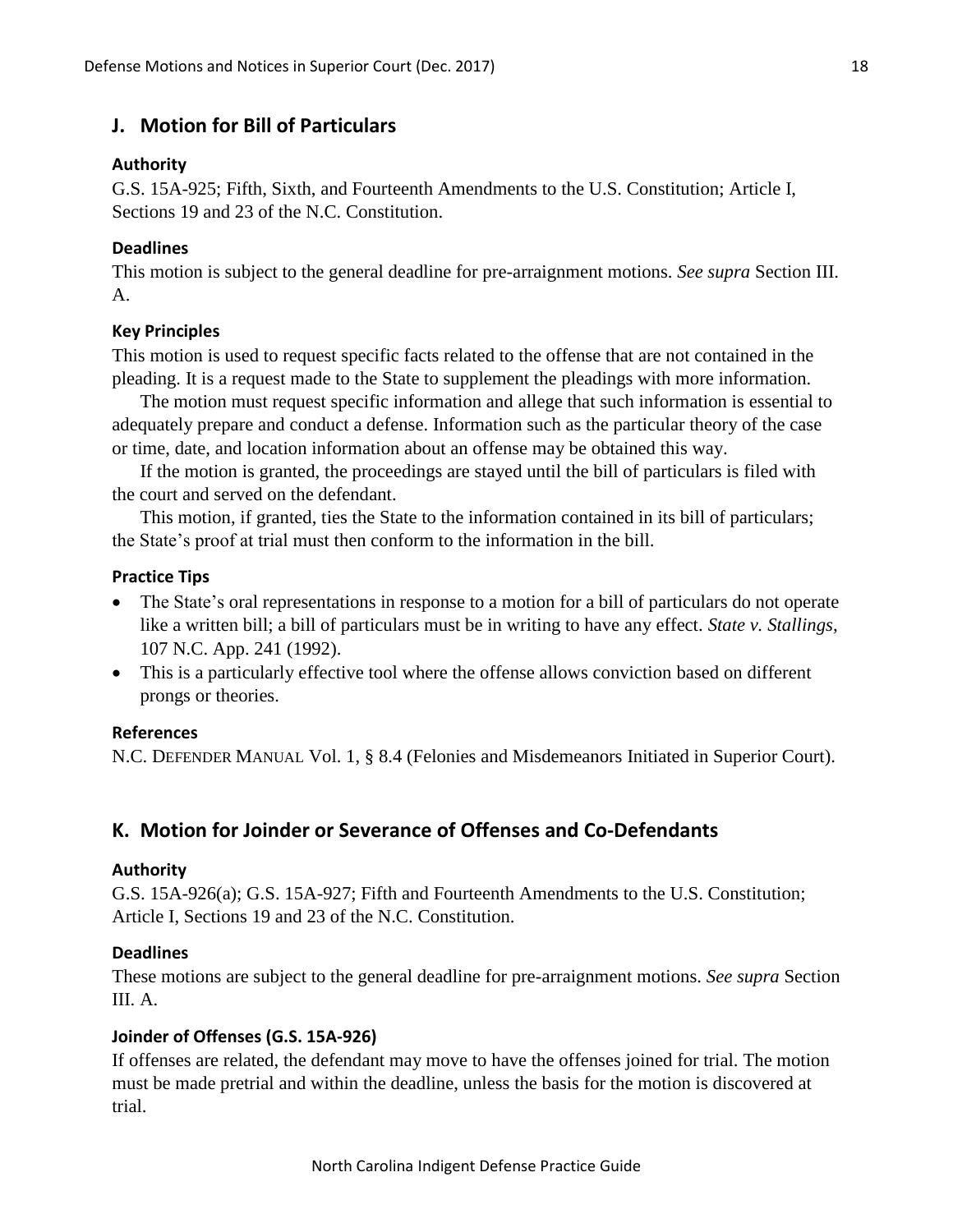## J. Motion for Bill of Particulars

### Authority

G.S. 15A-925; Fifth, Sixth, and Fourteenth Amendments to the U.S. Constitution; Article I, Sections 19 and 23 of the N.C. Constitution.

### Deadlines

This motion is subject to the general deadline for pre-arraignment motions. *See supra* Section III. A.

### Key Principles

This motion is used to request specific facts related to the offense that are not contained in the pleading. It is a request made to the State to supplement the pleadings with more information.

The motion must request specific information and allege that such information is essential to adequately prepare and conduct a defense. Information such as the particular theory of the case or time, date, and location information about an offense may be obtained this way.

If the motion is granted, the proceedings are stayed until the bill of particulars is filed with the court and served on the defendant.

This motion, if granted, ties the State to the information contained in its bill of particulars; the State's proof at trial must then conform to the information in the bill.

### Practice Tips

- The State's oral representations in response to a motion for a bill of particulars do not operate like a written bill; a bill of particulars must be in writing to have any effect. *State v. Stallings*, 107 N.C. App. 241 (1992).
- This is a particularly effective tool where the offense allows conviction based on different prongs or theories.

### References

N.C. DEFENDER MANUAL Vol. 1, § 8.4 (Felonies and Misdemeanors Initiated in Superior Court).

## K. Motion for Joinder or Severance of Offenses and Co-Defendants

### Authority

G.S. 15A-926(a); G.S. 15A-927; Fifth and Fourteenth Amendments to the U.S. Constitution; Article I, Sections 19 and 23 of the N.C. Constitution.

### Deadlines

These motions are subject to the general deadline for pre-arraignment motions. *See supra* Section III. A.

### Joinder of Offenses (G.S. 15A-926)

If offenses are related, the defendant may move to have the offenses joined for trial. The motion must be made pretrial and within the deadline, unless the basis for the motion is discovered at trial.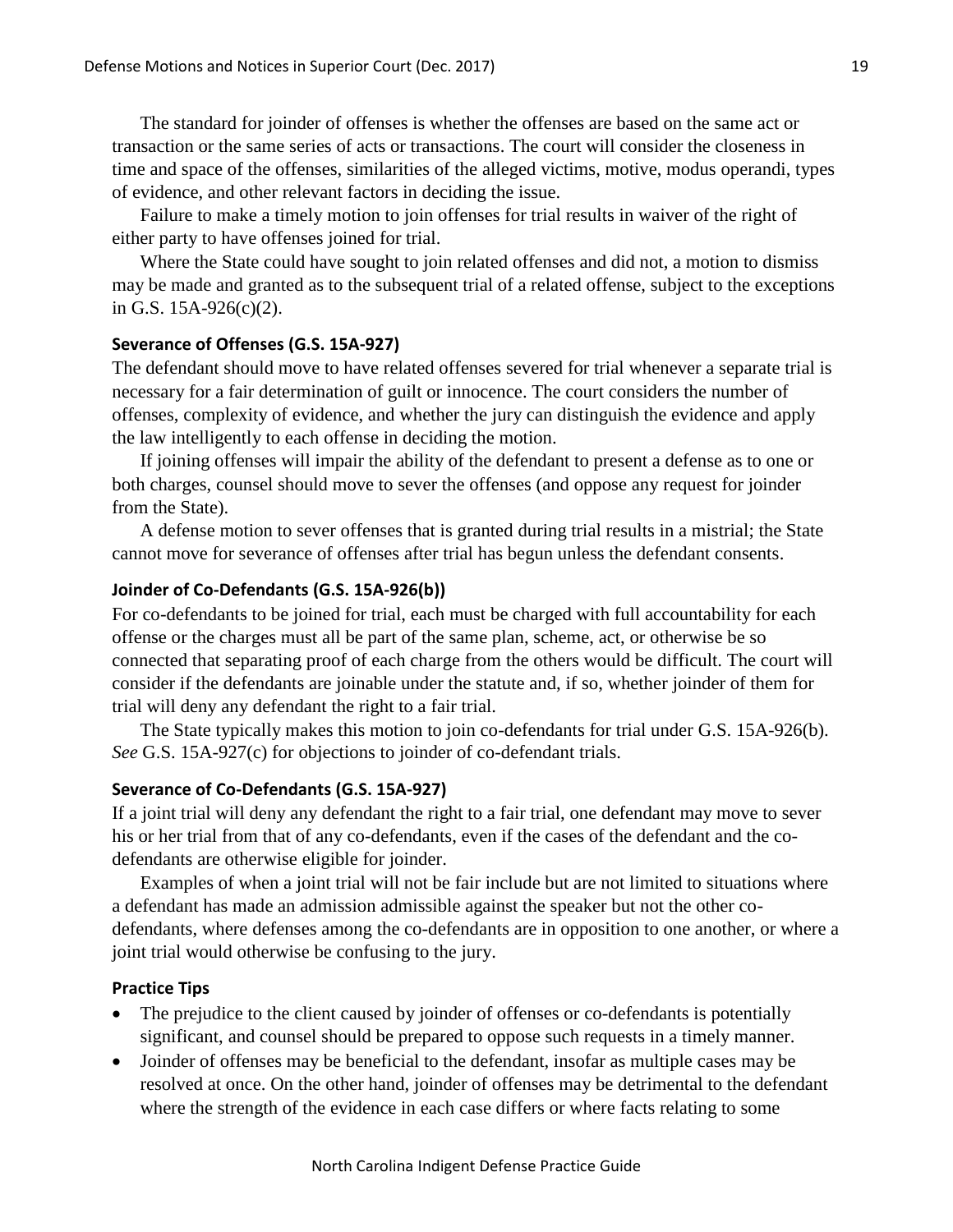The standard for joinder of offenses is whether the offenses are based on the same act or transaction or the same series of acts or transactions. The court will consider the closeness in time and space of the offenses, similarities of the alleged victims, motive, modus operandi, types of evidence, and other relevant factors in deciding the issue.

Failure to make a timely motion to join offenses for trial results in waiver of the right of either party to have offenses joined for trial.

Where the State could have sought to join related offenses and did not, a motion to dismiss may be made and granted as to the subsequent trial of a related offense, subject to the exceptions in G.S. 15A-926(c)(2).

### Severance of Offenses (G.S. 15A-927)

The defendant should move to have related offenses severed for trial whenever a separate trial is necessary for a fair determination of guilt or innocence. The court considers the number of offenses, complexity of evidence, and whether the jury can distinguish the evidence and apply the law intelligently to each offense in deciding the motion.

If joining offenses will impair the ability of the defendant to present a defense as to one or both charges, counsel should move to sever the offenses (and oppose any request for joinder from the State).

A defense motion to sever offenses that is granted during trial results in a mistrial; the State cannot move for severance of offenses after trial has begun unless the defendant consents.

### Joinder of Co-Defendants (G.S. 15A-926(b))

For co-defendants to be joined for trial, each must be charged with full accountability for each offense or the charges must all be part of the same plan, scheme, act, or otherwise be so connected that separating proof of each charge from the others would be difficult. The court will consider if the defendants are joinable under the statute and, if so, whether joinder of them for trial will deny any defendant the right to a fair trial.

The State typically makes this motion to join co-defendants for trial under G.S. 15A-926(b). *See* G.S. 15A-927(c) for objections to joinder of co-defendant trials.

### Severance of Co-Defendants (G.S. 15A-927)

If a joint trial will deny any defendant the right to a fair trial, one defendant may move to sever his or her trial from that of any co-defendants, even if the cases of the defendant and the co-defendants are otherwise eligible for joinder.

Examples of when a joint trial will not be fair include but are not limited to situations where a defendant has made an admission admissible against the speaker but not the other co-defendants, where defenses among the co-defendants are in opposition to one another, or where a joint trial would otherwise be confusing to the jury.

### Practice Tips

- The prejudice to the client caused by joinder of offenses or co-defendants is potentially significant, and counsel should be prepared to oppose such requests in a timely manner.
- Joinder of offenses may be beneficial to the defendant, insofar as multiple cases may be resolved at once. On the other hand, joinder of offenses may be detrimental to the defendant where the strength of the evidence in each case differs or where facts relating to some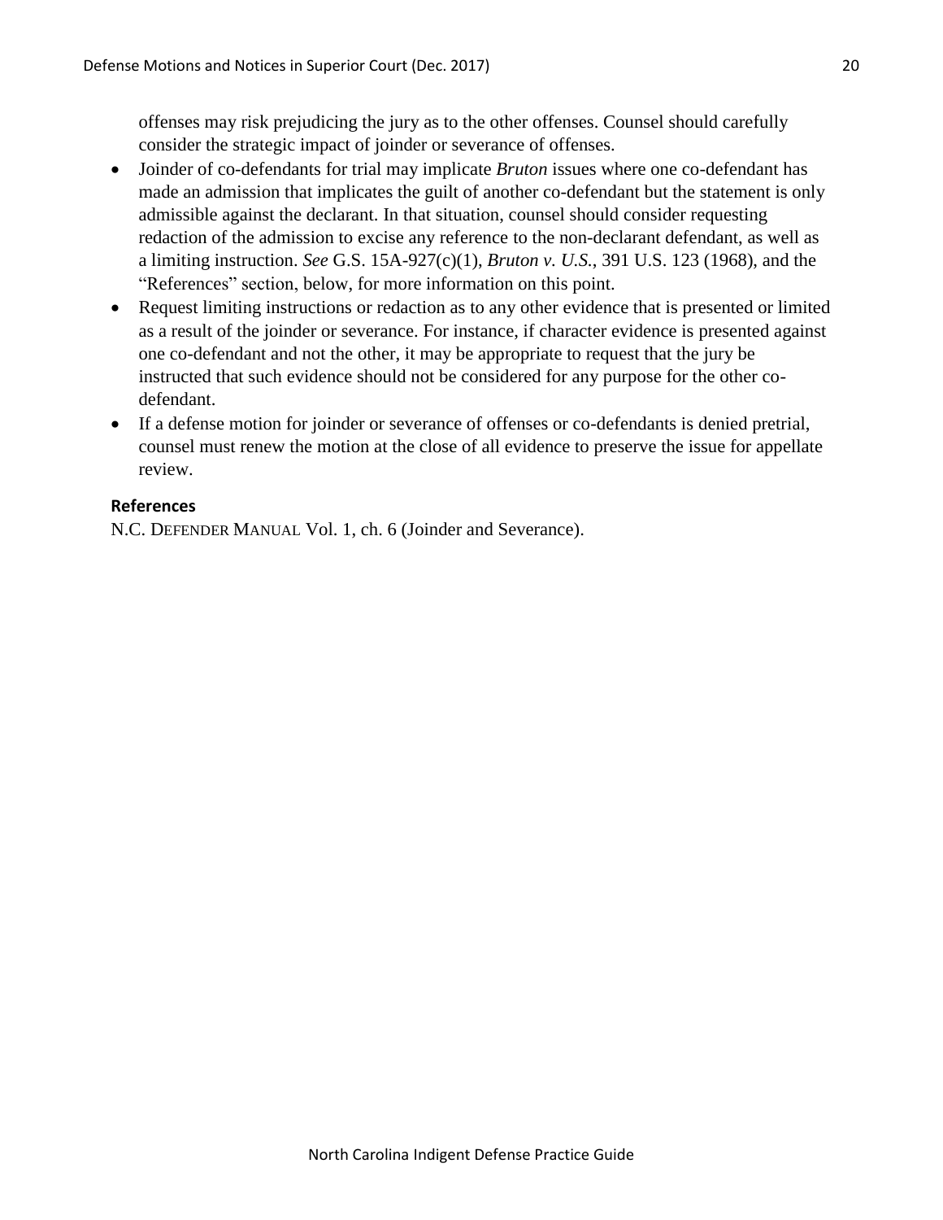offenses may risk prejudicing the jury as to the other offenses. Counsel should carefully consider the strategic impact of joinder or severance of offenses.

- Joinder of co-defendants for trial may implicate *Bruton* issues where one co-defendant has made an admission that implicates the guilt of another co-defendant but the statement is only admissible against the declarant. In that situation, counsel should consider requesting redaction of the admission to excise any reference to the non-declarant defendant, as well as a limiting instruction. *See* G.S. 15A-927(c)(1), *Bruton v. U.S.*, 391 U.S. 123 (1968), and the "References" section, below, for more information on this point.
- Request limiting instructions or redaction as to any other evidence that is presented or limited as a result of the joinder or severance. For instance, if character evidence is presented against one co-defendant and not the other, it may be appropriate to request that the jury be instructed that such evidence should not be considered for any purpose for the other co-defendant.
- If a defense motion for joinder or severance of offenses or co-defendants is denied pretrial, counsel must renew the motion at the close of all evidence to preserve the issue for appellate review.

**References**

N.C. DEFENDER MANUAL Vol. 1, ch. 6 (Joinder and Severance).